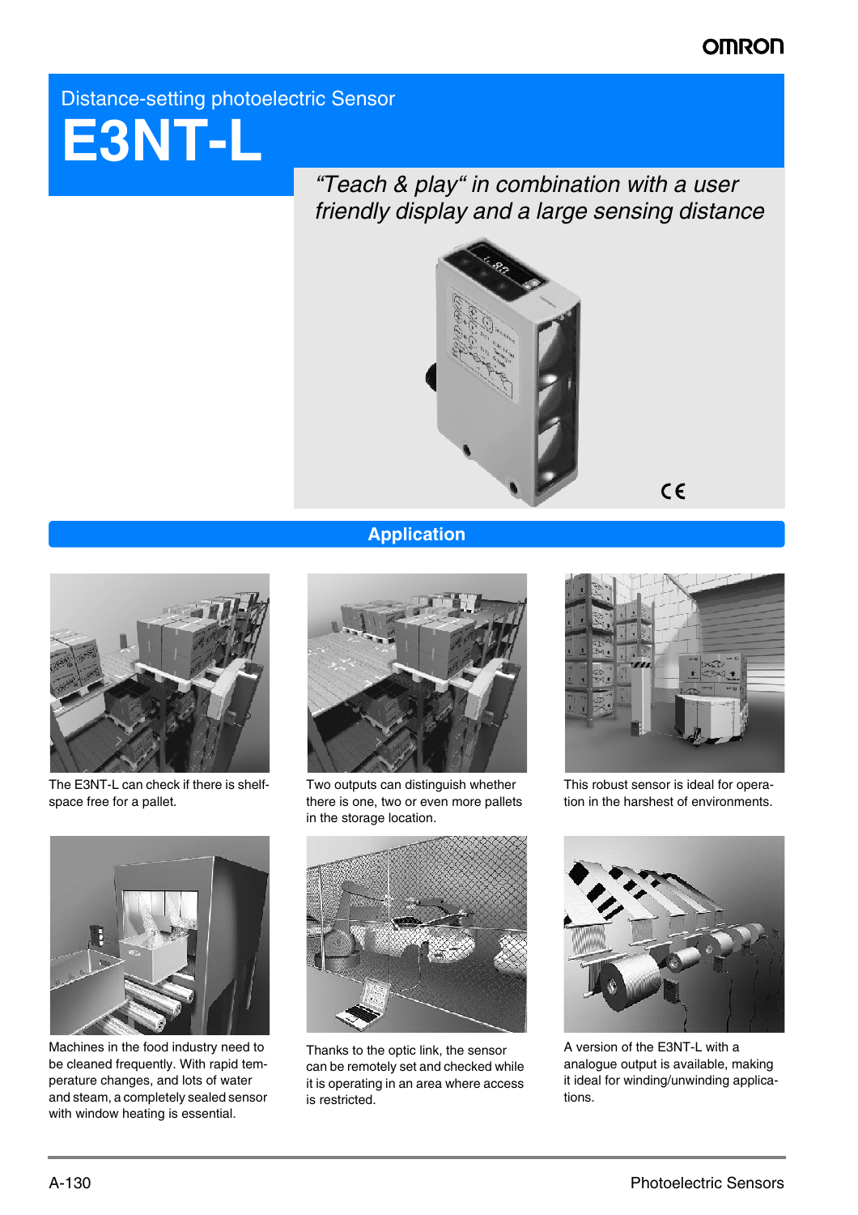Distance-setting photoelectric Sensor

# E3NT-L

*"Teach & play" in combination with a user friendly display and a large sensing distance*

## Application

The E3NT-L can check if there is shelf-space free for a pallet.

Two outputs can distinguish whether there is one, two or even more pallets in the storage location.

This robust sensor is ideal for operation in the harshest of environments.

Machines in the food industry need to be cleaned frequently. With rapid temperature changes, and lots of water and steam, a completely sealed sensor with window heating is essential.

Thanks to the optic link, the sensor can be remotely set and checked while it is operating in an area where access is restricted.

A version of the E3NT-L with a analogue output is available, making it ideal for winding/unwinding applications.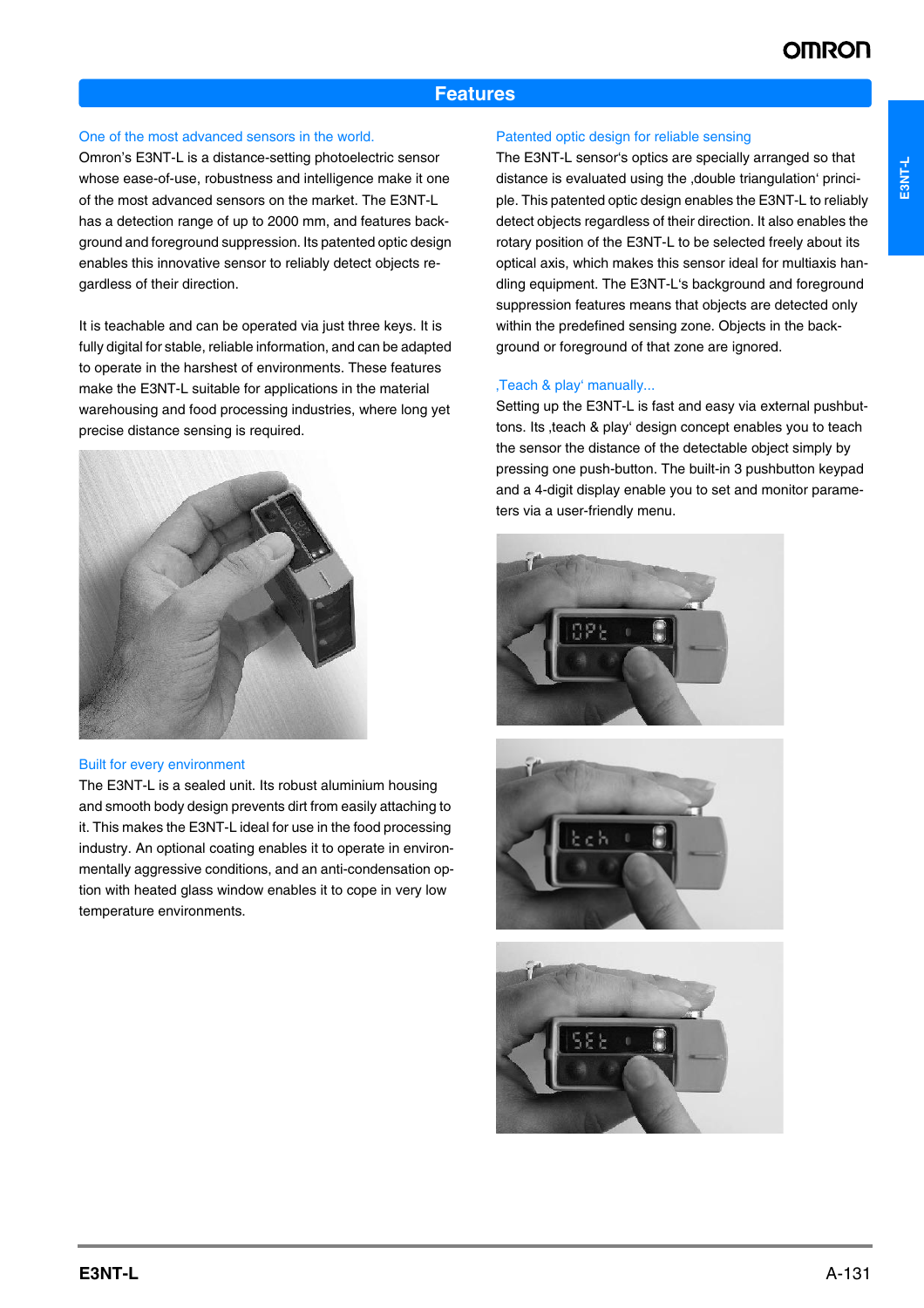## Features

### One of the most advanced sensors in the world.

Omron's E3NT-L is a distance-setting photoelectric sensor whose ease-of-use, robustness and intelligence make it one of the most advanced sensors on the market. The E3NT-L has a detection range of up to 2000 mm, and features background and foreground suppression. Its patented optic design enables this innovative sensor to reliably detect objects regardless of their direction.

It is teachable and can be operated via just three keys. It is fully digital for stable, reliable information, and can be adapted to operate in the harshest of environments. These features make the E3NT-L suitable for applications in the material warehousing and food processing industries, where long yet precise distance sensing is required.

### Built for every environment

The E3NT-L is a sealed unit. Its robust aluminium housing and smooth body design prevents dirt from easily attaching to it. This makes the E3NT-L ideal for use in the food processing industry. An optional coating enables it to operate in environmentally aggressive conditions, and an anti-condensation option with heated glass window enables it to cope in very low temperature environments.

### Patented optic design for reliable sensing

The E3NT-L sensor's optics are specially arranged so that distance is evaluated using the ‚double triangulation' principle. This patented optic design enables the E3NT-L to reliably detect objects regardless of their direction. It also enables the rotary position of the E3NT-L to be selected freely about its optical axis, which makes this sensor ideal for multiaxis handling equipment. The E3NT-L's background and foreground suppression features means that objects are detected only within the predefined sensing zone. Objects in the background or foreground of that zone are ignored.

### ‚Teach & play' manually...

Setting up the E3NT-L is fast and easy via external pushbuttons. Its ‚teach & play' design concept enables you to teach the sensor the distance of the detectable object simply by pressing one push-button. The built-in 3 pushbutton keypad and a 4-digit display enable you to set and monitor parameters via a user-friendly menu.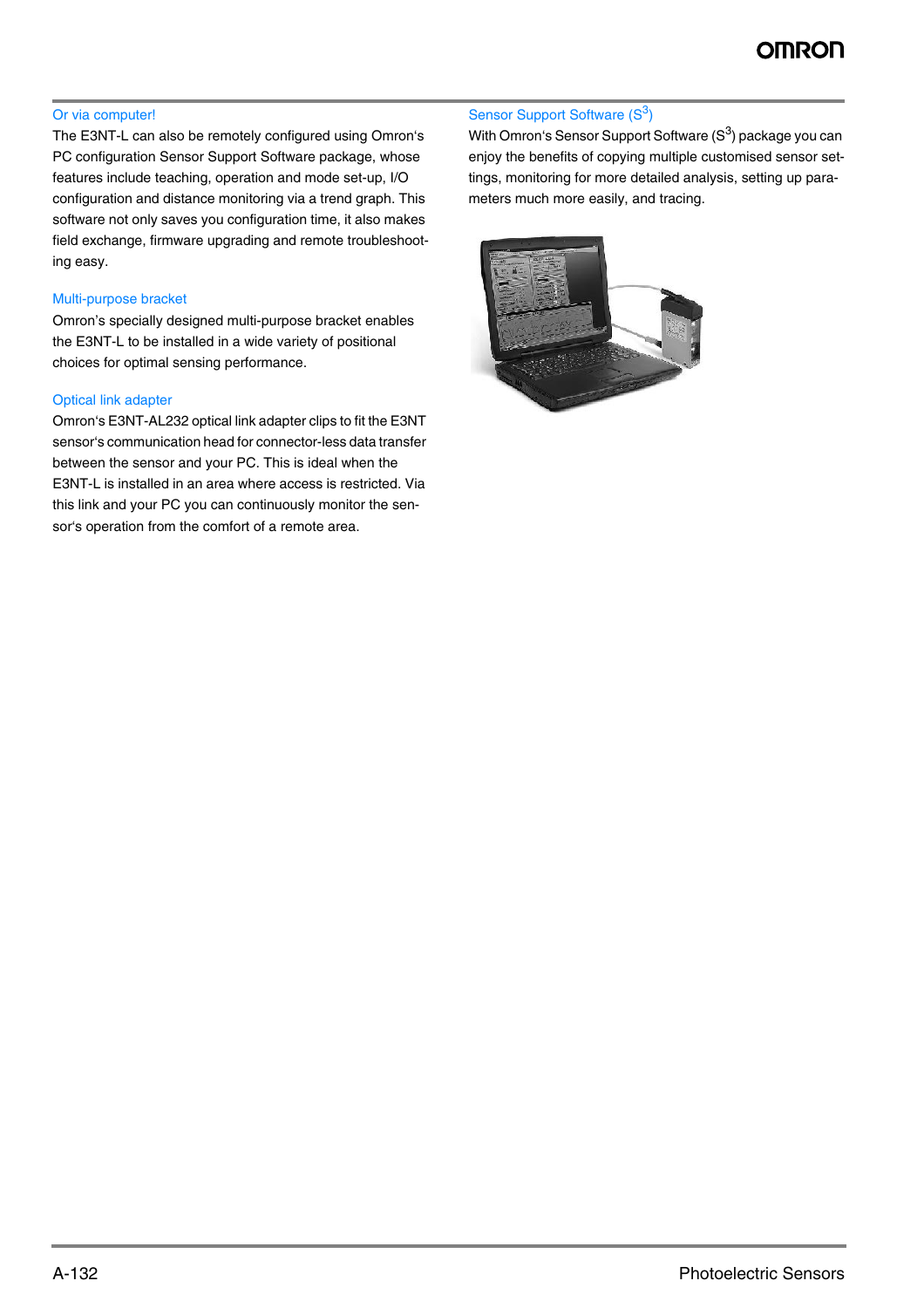### Or via computer!

The E3NT-L can also be remotely configured using Omron's PC configuration Sensor Support Software package, whose features include teaching, operation and mode set-up, I/O configuration and distance monitoring via a trend graph. This software not only saves you configuration time, it also makes field exchange, firmware upgrading and remote troubleshooting easy.

### Multi-purpose bracket

Omron's specially designed multi-purpose bracket enables the E3NT-L to be installed in a wide variety of positional choices for optimal sensing performance.

### Optical link adapter

Omron's E3NT-AL232 optical link adapter clips to fit the E3NT sensor's communication head for connector-less data transfer between the sensor and your PC. This is ideal when the E3NT-L is installed in an area where access is restricted. Via this link and your PC you can continuously monitor the sensor's operation from the comfort of a remote area.

### Sensor Support Software ($S^3$)

With Omron's Sensor Support Software ($S^3$) package you can enjoy the benefits of copying multiple customised sensor settings, monitoring for more detailed analysis, setting up parameters much more easily, and tracing.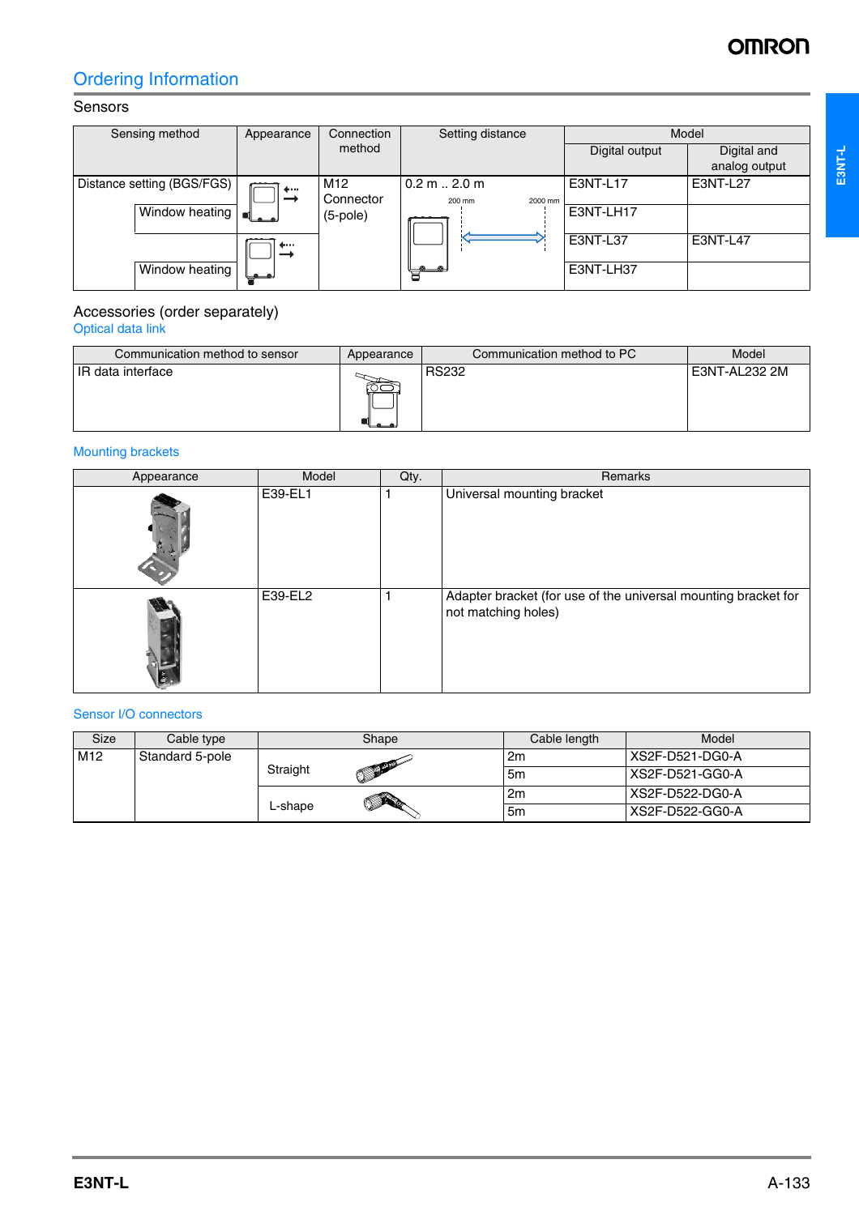## Ordering Information

### Sensors

| Sensing method | | Appearance | Connection method | Setting distance | Model | |
|---|---|---|---|---|---|---|
| | | | | | Digital output | Digital and analog output |
| Distance setting (BGS/FGS) | | | M12 Connector (5-pole) | 0.2 m .. 2.0 m (200 mm – 2000 mm) | E3NT-L17 | E3NT-L27 |
| | Window heating | | | | E3NT-LH17 | |
| | | | | | E3NT-L37 | E3NT-L47 |
| | Window heating | | | | E3NT-LH37 | |

### Accessories (order separately)

#### Optical data link

| Communication method to sensor | Appearance | Communication method to PC | Model |
|---|---|---|---|
| IR data interface | | RS232 | E3NT-AL232 2M |

#### Mounting brackets

| Appearance | Model | Qty. | Remarks |
|---|---|---|---|
| | E39-EL1 | 1 | Universal mounting bracket |
| | E39-EL2 | 1 | Adapter bracket (for use of the universal mounting bracket for not matching holes) |

#### Sensor I/O connectors

| Size | Cable type | Shape | Cable length | Model |
|---|---|---|---|---|
| M12 | Standard 5-pole | Straight | 2m | XS2F-D521-DG0-A |
| | | | 5m | XS2F-D521-GG0-A |
| | | L-shape | 2m | XS2F-D522-DG0-A |
| | | | 5m | XS2F-D522-GG0-A |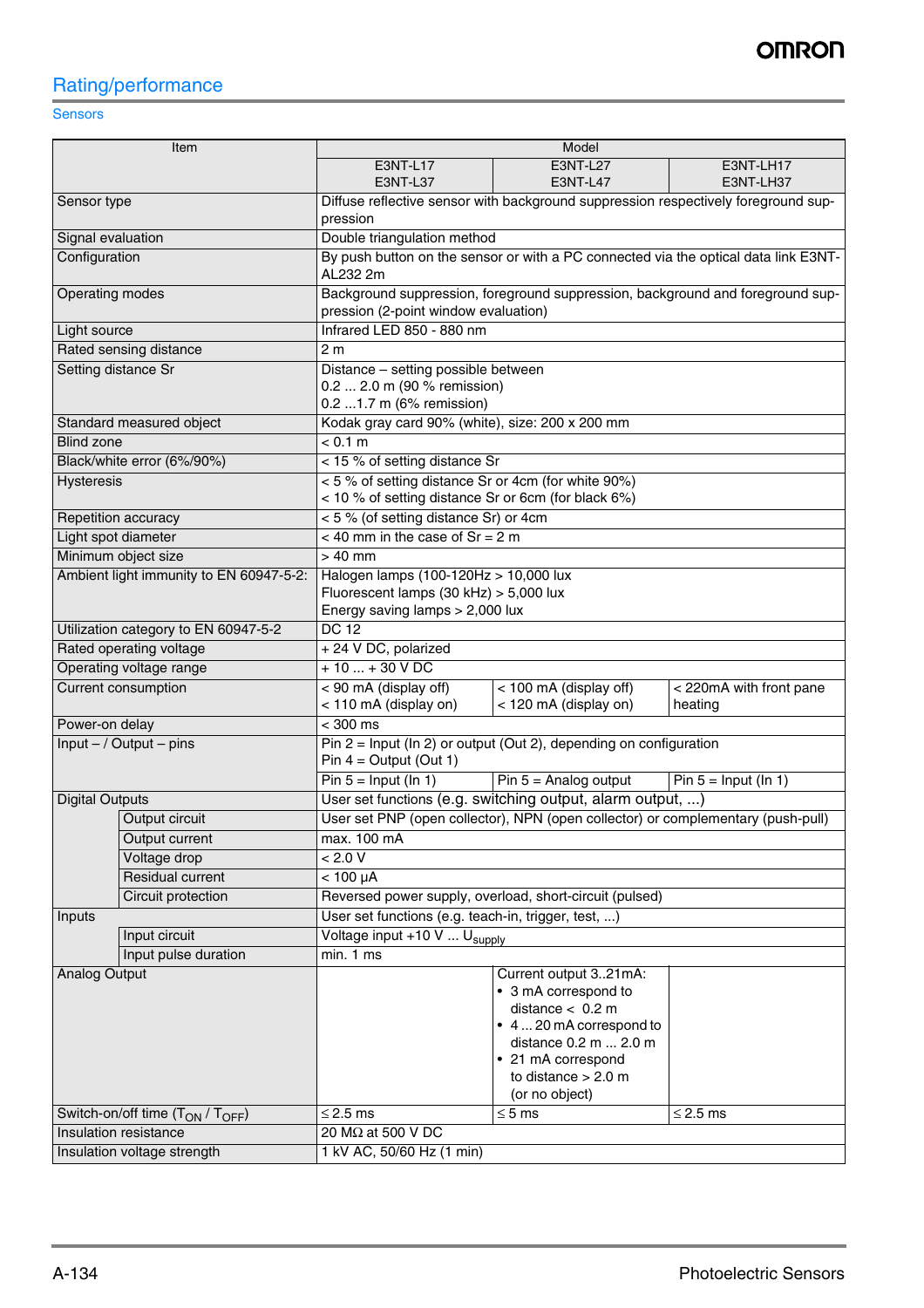## Rating/performance

### Sensors

| Item | | Model | | |
|---|---|---|---|---|
| | | E3NT-L17<br>E3NT-L37 | E3NT-L27<br>E3NT-L47 | E3NT-LH17<br>E3NT-LH37 |
| Sensor type | | Diffuse reflective sensor with background suppression respectively foreground suppression | | |
| Signal evaluation | | Double triangulation method | | |
| Configuration | | By push button on the sensor or with a PC connected via the optical data link E3NT-AL232 2m | | |
| Operating modes | | Background suppression, foreground suppression, background and foreground suppression (2-point window evaluation) | | |
| Light source | | Infrared LED 850 - 880 nm | | |
| Rated sensing distance | | 2 m | | |
| Setting distance Sr | | Distance – setting possible between<br>0.2 ... 2.0 m (90 % remission)<br>0.2 ...1.7 m (6% remission) | | |
| Standard measured object | | Kodak gray card 90% (white), size: 200 x 200 mm | | |
| Blind zone | | < 0.1 m | | |
| Black/white error (6%/90%) | | < 15 % of setting distance Sr | | |
| Hysteresis | | < 5 % of setting distance Sr or 4cm (for white 90%)<br>< 10 % of setting distance Sr or 6cm (for black 6%) | | |
| Repetition accuracy | | < 5 % (of setting distance Sr) or 4cm | | |
| Light spot diameter | | < 40 mm in the case of Sr = 2 m | | |
| Minimum object size | | > 40 mm | | |
| Ambient light immunity to EN 60947-5-2: | | Halogen lamps (100-120Hz > 10,000 lux<br>Fluorescent lamps (30 kHz) > 5,000 lux<br>Energy saving lamps > 2,000 lux | | |
| Utilization category to EN 60947-5-2 | | DC 12 | | |
| Rated operating voltage | | + 24 V DC, polarized | | |
| Operating voltage range | | + 10 ... + 30 V DC | | |
| Current consumption | | < 90 mA (display off)<br>< 110 mA (display on) | < 100 mA (display off)<br>< 120 mA (display on) | < 220mA with front pane heating |
| Power-on delay | | < 300 ms | | |
| Input – / Output – pins | | Pin 2 = Input (In 2) or output (Out 2), depending on configuration<br>Pin 4 = Output (Out 1) | | |
| | | Pin 5 = Input (In 1) | Pin 5 = Analog output | Pin 5 = Input (In 1) |
| Digital Outputs | | User set functions (e.g. switching output, alarm output, ...) | | |
| | Output circuit | User set PNP (open collector), NPN (open collector) or complementary (push-pull) | | |
| | Output current | max. 100 mA | | |
| | Voltage drop | < 2.0 V | | |
| | Residual current | < 100 µA | | |
| | Circuit protection | Reversed power supply, overload, short-circuit (pulsed) | | |
| Inputs | | User set functions (e.g. teach-in, trigger, test, ...) | | |
| | Input circuit | Voltage input +10 V ... $U_{supply}$ | | |
| | Input pulse duration | min. 1 ms | | |
| Analog Output | | | Current output 3..21mA:<br>• 3 mA correspond to distance < 0.2 m<br>• 4 ... 20 mA correspond to distance 0.2 m ... 2.0 m<br>• 21 mA correspond to distance > 2.0 m (or no object) | |
| Switch-on/off time ($T_{ON}$ / $T_{OFF}$) | | ≤ 2.5 ms | ≤ 5 ms | ≤ 2.5 ms |
| Insulation resistance | | 20 MΩ at 500 V DC | | |
| Insulation voltage strength | | 1 kV AC, 50/60 Hz (1 min) | | |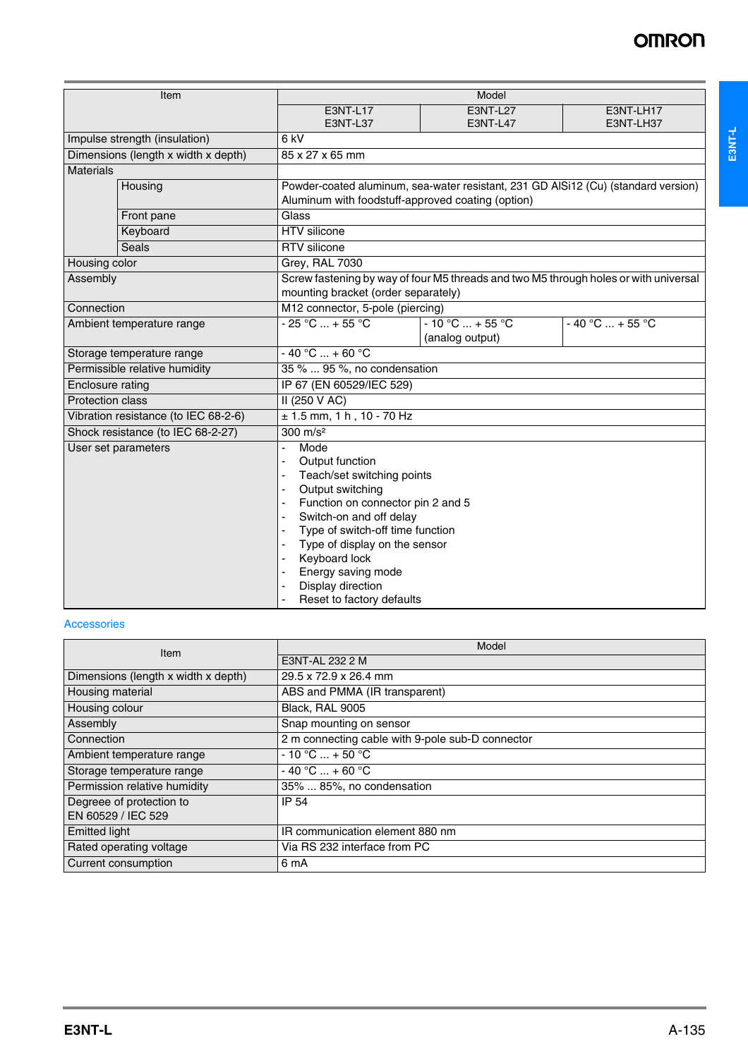| Item | | Model | | |
|---|---|---|---|---|
| | | E3NT-L17<br>E3NT-L37 | E3NT-L27<br>E3NT-L47 | E3NT-LH17<br>E3NT-LH37 |
| Impulse strength (insulation) | | 6 kV | | |
| Dimensions (length x width x depth) | | 85 x 27 x 65 mm | | |
| Materials | | | | |
| | Housing | Powder-coated aluminum, sea-water resistant, 231 GD AlSi12 (Cu) (standard version)<br>Aluminum with foodstuff-approved coating (option) | | |
| | Front pane | Glass | | |
| | Keyboard | HTV silicone | | |
| | Seals | RTV silicone | | |
| Housing color | | Grey, RAL 7030 | | |
| Assembly | | Screw fastening by way of four M5 threads and two M5 through holes or with universal mounting bracket (order separately) | | |
| Connection | | M12 connector, 5-pole (piercing) | | |
| Ambient temperature range | | - 25 °C ... + 55 °C | - 10 °C ... + 55 °C<br>(analog output) | - 40 °C ... + 55 °C |
| Storage temperature range | | - 40 °C ... + 60 °C | | |
| Permissible relative humidity | | 35 % ... 95 %, no condensation | | |
| Enclosure rating | | IP 67 (EN 60529/IEC 529) | | |
| Protection class | | II (250 V AC) | | |
| Vibration resistance (to IEC 68-2-6) | | ± 1.5 mm, 1 h , 10 - 70 Hz | | |
| Shock resistance (to IEC 68-2-27) | | 300 m/s² | | |
| User set parameters | | - Mode<br>- Output function<br>- Teach/set switching points<br>- Output switching<br>- Function on connector pin 2 and 5<br>- Switch-on and off delay<br>- Type of switch-off time function<br>- Type of display on the sensor<br>- Keyboard lock<br>- Energy saving mode<br>- Display direction<br>- Reset to factory defaults | | |

## Accessories

| Item | Model |
|---|---|
| | E3NT-AL 232 2 M |
| Dimensions (length x width x depth) | 29.5 x 72.9 x 26.4 mm |
| Housing material | ABS and PMMA (IR transparent) |
| Housing colour | Black, RAL 9005 |
| Assembly | Snap mounting on sensor |
| Connection | 2 m connecting cable with 9-pole sub-D connector |
| Ambient temperature range | - 10 °C ... + 50 °C |
| Storage temperature range | - 40 °C ... + 60 °C |
| Permission relative humidity | 35% ... 85%, no condensation |
| Degreee of protection to EN 60529 / IEC 529 | IP 54 |
| Emitted light | IR communication element 880 nm |
| Rated operating voltage | Via RS 232 interface from PC |
| Current consumption | 6 mA |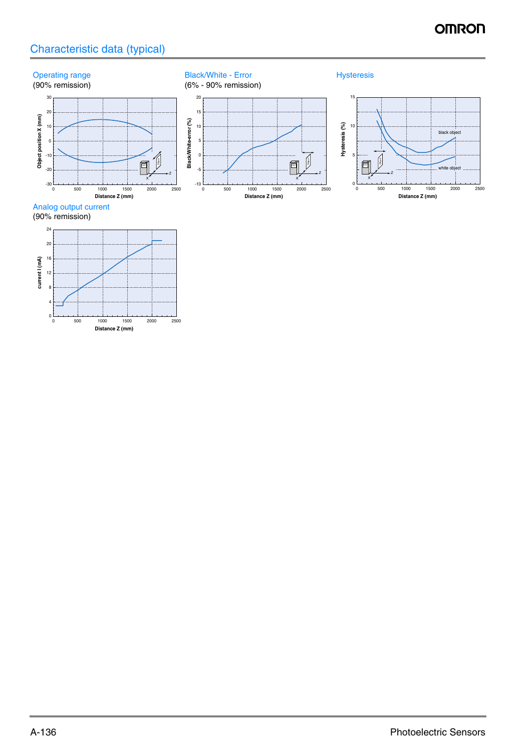## Characteristic data (typical)

### Operating range
(90% remission)

### Black/White - Error
(6% - 90% remission)

### Hysteresis

### Analog output current
(90% remission)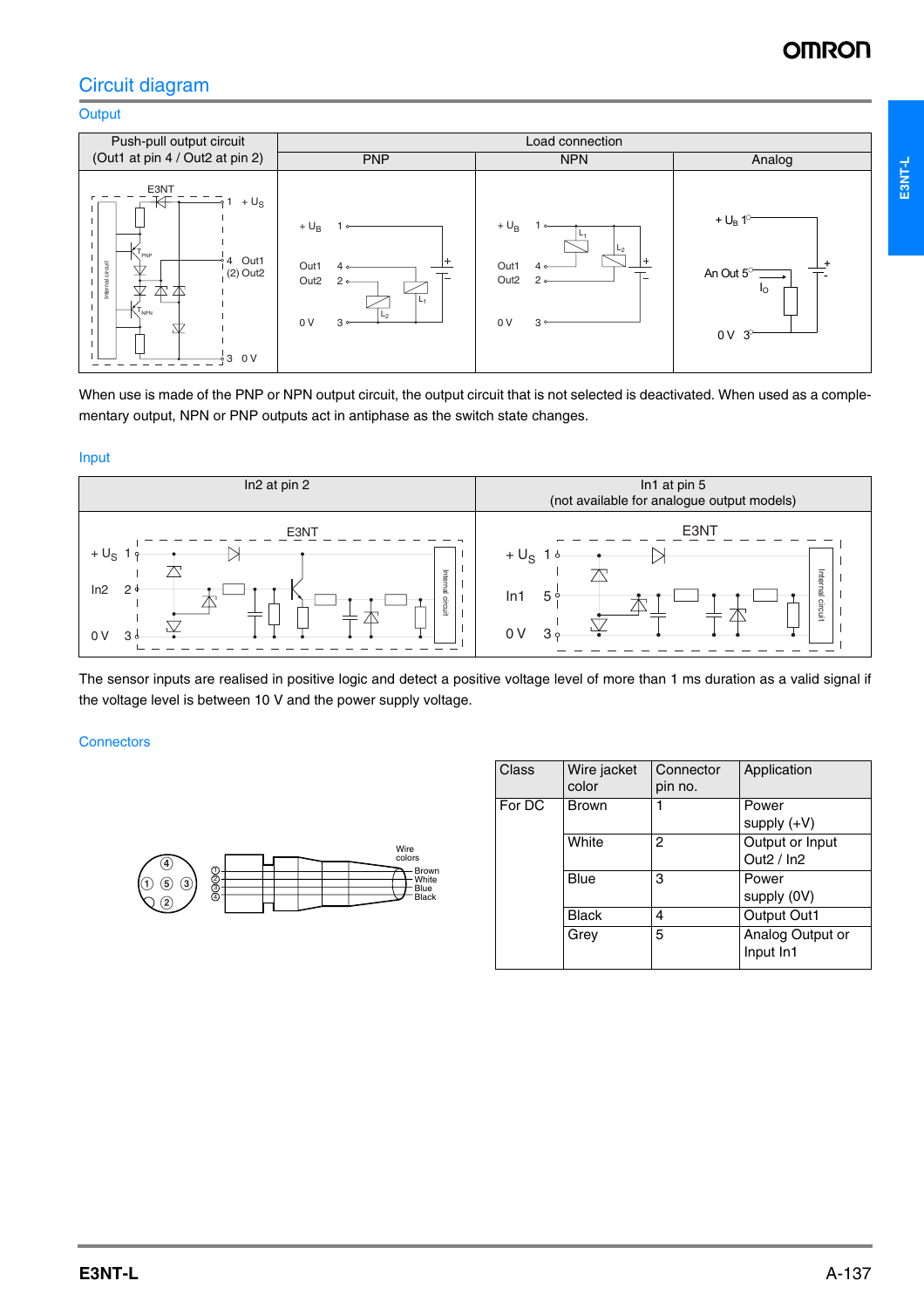## Circuit diagram

### Output

| Push-pull output circuit (Out1 at pin 4 / Out2 at pin 2) | Load connection | | |
|---|---|---|---|
| | PNP | NPN | Analog |

When use is made of the PNP or NPN output circuit, the output circuit that is not selected is deactivated. When used as a complementary output, NPN or PNP outputs act in antiphase as the switch state changes.

### Input

| In2 at pin 2 | In1 at pin 5 (not available for analogue output models) |
|---|---|

The sensor inputs are realised in positive logic and detect a positive voltage level of more than 1 ms duration as a valid signal if the voltage level is between 10 V and the power supply voltage.

### Connectors

| Class | Wire jacket color | Connector pin no. | Application |
|---|---|---|---|
| For DC | Brown | 1 | Power supply (+V) |
| | White | 2 | Output or Input Out2 / In2 |
| | Blue | 3 | Power supply (0V) |
| | Black | 4 | Output Out1 |
| | Grey | 5 | Analog Output or Input In1 |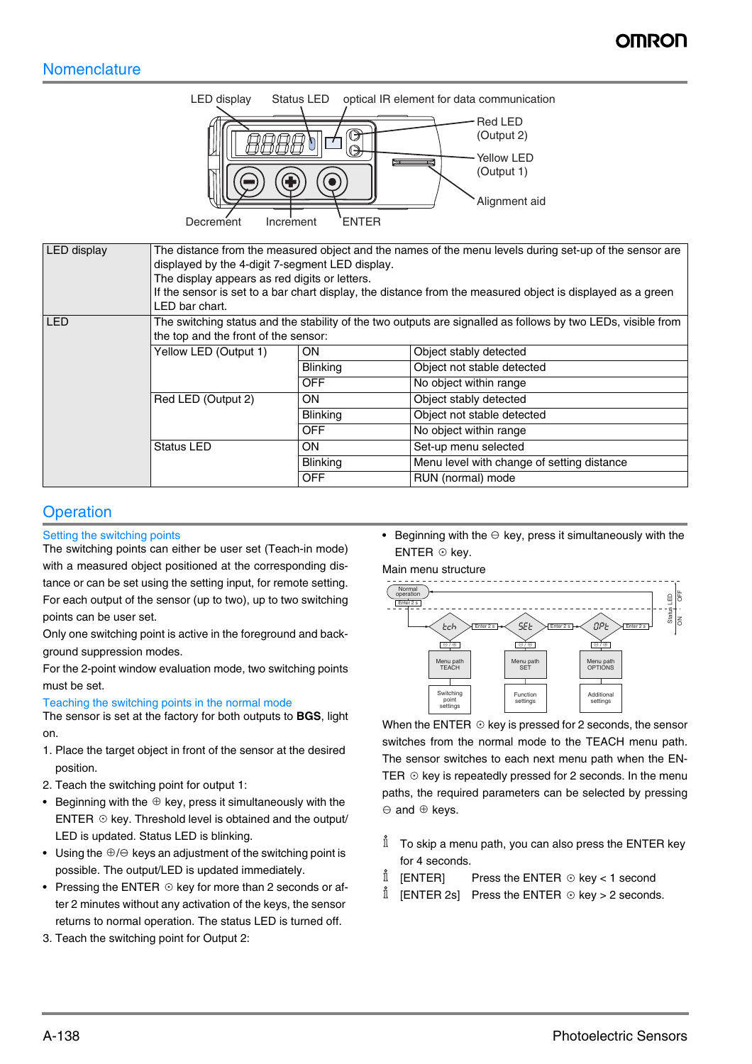## Nomenclature

LED display | Status LED | optical IR element for data communication | Red LED (Output 2) | Yellow LED (Output 1) | Alignment aid | Decrement | Increment | ENTER

| LED display | The distance from the measured object and the names of the menu levels during set-up of the sensor are displayed by the 4-digit 7-segment LED display. The display appears as red digits or letters. If the sensor is set to a bar chart display, the distance from the measured object is displayed as a green LED bar chart. | | |
|---|---|---|---|
| LED | The switching status and the stability of the two outputs are signalled as follows by two LEDs, visible from the top and the front of the sensor: | | |
| | Yellow LED (Output 1) | ON | Object stably detected |
| | | Blinking | Object not stable detected |
| | | OFF | No object within range |
| | Red LED (Output 2) | ON | Object stably detected |
| | | Blinking | Object not stable detected |
| | | OFF | No object within range |
| | Status LED | ON | Set-up menu selected |
| | | Blinking | Menu level with change of setting distance |
| | | OFF | RUN (normal) mode |

## Operation

### Setting the switching points

The switching points can either be user set (Teach-in mode) with a measured object positioned at the corresponding distance or can be set using the setting input, for remote setting. For each output of the sensor (up to two), up to two switching points can be user set.

Only one switching point is active in the foreground and background suppression modes.

For the 2-point window evaluation mode, two switching points must be set.

### Teaching the switching points in the normal mode

The sensor is set at the factory for both outputs to **BGS**, light on.

1. Place the target object in front of the sensor at the desired position.
2. Teach the switching point for output 1:
   - Beginning with the ⊕ key, press it simultaneously with the ENTER ⊙ key. Threshold level is obtained and the output/LED is updated. Status LED is blinking.
   - Using the ⊕/⊖ keys an adjustment of the switching point is possible. The output/LED is updated immediately.
   - Pressing the ENTER ⊙ key for more than 2 seconds or after 2 minutes without any activation of the keys, the sensor returns to normal operation. The status LED is turned off.
3. Teach the switching point for Output 2:
   - Beginning with the ⊖ key, press it simultaneously with the ENTER ⊙ key.

Main menu structure

Normal operation | Enter 2 s | tch | SEt | OPt | Status LED OFF / ON | ⊖/⊕ | Menu path TEACH | Menu path SET | Menu path OPTIONS | Switching point settings | Function settings | Additional settings

When the ENTER ⊙ key is pressed for 2 seconds, the sensor switches from the normal mode to the TEACH menu path. The sensor switches to each next menu path when the ENTER ⊙ key is repeatedly pressed for 2 seconds. In the menu paths, the required parameters can be selected by pressing ⊖ and ⊕ keys.

ℹ To skip a menu path, you can also press the ENTER key for 4 seconds.

ℹ [ENTER] Press the ENTER ⊙ key < 1 second

ℹ [ENTER 2s] Press the ENTER ⊙ key > 2 seconds.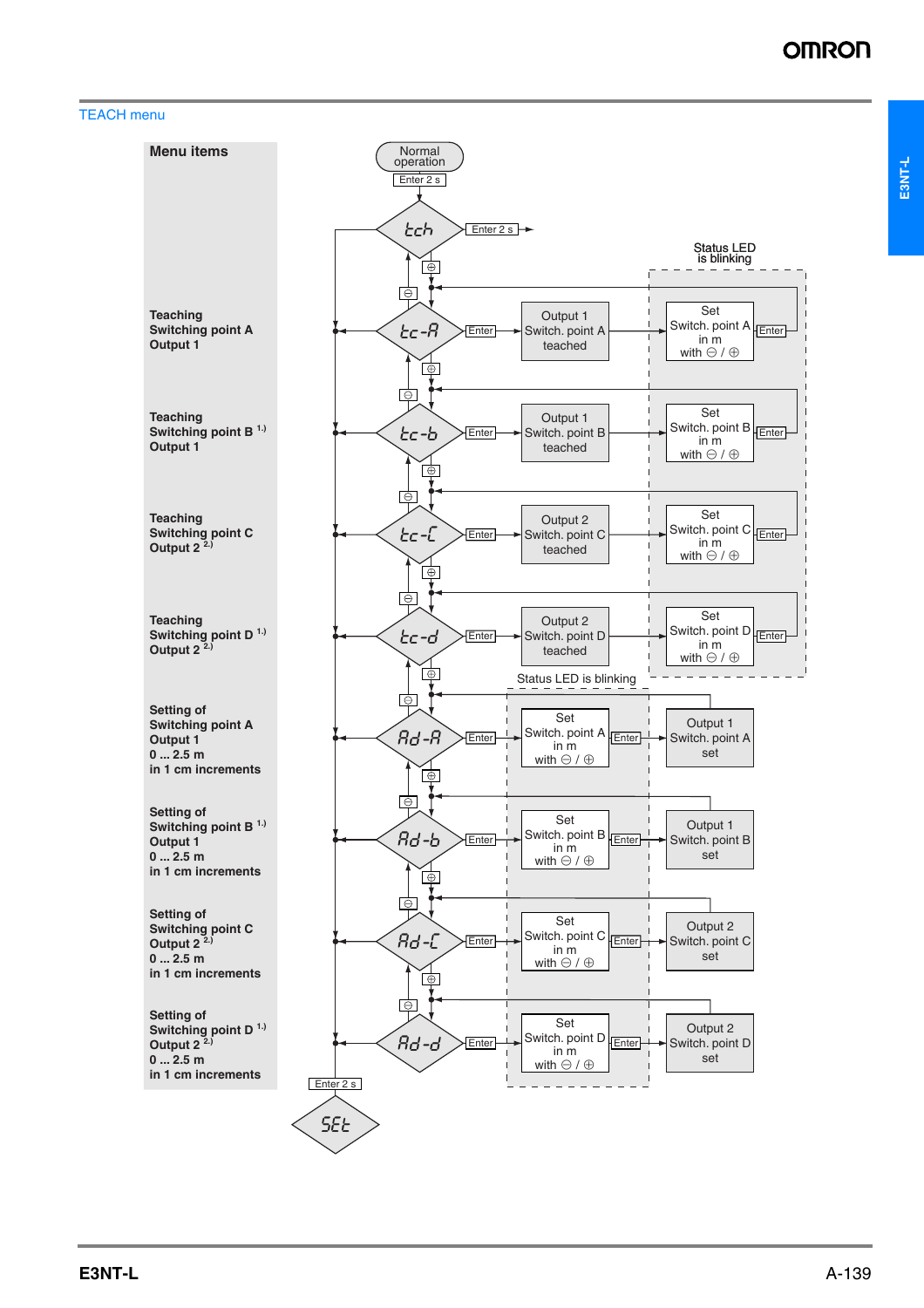## TEACH menu

**Menu items**

Normal operation

Enter 2 s

tch — Enter 2 s →

Status LED is blinking

| Menu items | Display | Action | Result | Set | Action |
|---|---|---|---|---|---|
| **Teaching Switching point A Output 1** | tc-A | Enter | Output 1 Switch. point A teached | Set Switch. point A in m with ⊖ / ⊕ | Enter |
| **Teaching Switching point B [1.)] Output 1** | tc-b | Enter | Output 1 Switch. point B teached | Set Switch. point B in m with ⊖ / ⊕ | Enter |
| **Teaching Switching point C Output 2 [2.)]** | tc-C | Enter | Output 2 Switch. point C teached | Set Switch. point C in m with ⊖ / ⊕ | Enter |
| **Teaching Switching point D [1.)] Output 2 [2.)]** | tc-d | Enter | Output 2 Switch. point D teached | Set Switch. point D in m with ⊖ / ⊕ | Enter |

Status LED is blinking

| Menu items | Display | Action | Set | Action | Result |
|---|---|---|---|---|---|
| **Setting of Switching point A Output 1 0 ... 2.5 m in 1 cm increments** | Ad-A | Enter | Set Switch. point A in m with ⊖ / ⊕ | Enter | Output 1 Switch. point A set |
| **Setting of Switching point B [1.)] Output 1 0 ... 2.5 m in 1 cm increments** | Ad-b | Enter | Set Switch. point B in m with ⊖ / ⊕ | Enter | Output 1 Switch. point B set |
| **Setting of Switching point C Output 2 [2.)] 0 ... 2.5 m in 1 cm increments** | Ad-C | Enter | Set Switch. point C in m with ⊖ / ⊕ | Enter | Output 2 Switch. point C set |
| **Setting of Switching point D [1.)] Output 2 [2.)] 0 ... 2.5 m in 1 cm increments** | Ad-d | Enter | Set Switch. point D in m with ⊖ / ⊕ | Enter | Output 2 Switch. point D set |

Navigation between menu items with ⊕ (down) / ⊖ (up).

Enter 2 s → SEt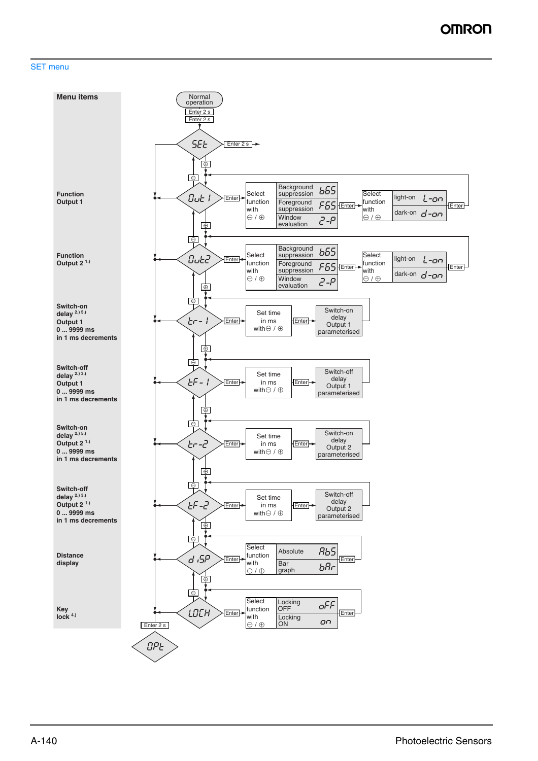## SET menu

| Menu items | Display | Action |
|---|---|---|
| | Normal operation | Enter 2 s → SEt; Enter 2 s → SEt |
| Function Output 1 | Out 1 | Enter → Select function with ⊖ / ⊕: Background suppression (bGS), Foreground suppression (FGS), Window evaluation (2-P) → Enter → Select function with ⊖ / ⊕: light-on (L-on), dark-on (d-on) → Enter |
| Function Output 2 [1.)] | Out2 | Enter → Select function with ⊖ / ⊕: Background suppression (bGS), Foreground suppression (FGS), Window evaluation (2-P) → Enter → Select function with ⊖ / ⊕: light-on (L-on), dark-on (d-on) → Enter |
| Switch-on delay [2.) 5.)] Output 1 0 ... 9999 ms in 1 ms decrements | tr- 1 | Enter → Set time in ms with ⊖ / ⊕ → Enter → Switch-on delay Output 1 parameterised |
| Switch-off delay [2.) 3.)] Output 1 0 ... 9999 ms in 1 ms decrements | tF- 1 | Enter → Set time in ms with ⊖ / ⊕ → Enter → Switch-off delay Output 1 parameterised |
| Switch-on delay [2.) 5.)] Output 2 [1.)] 0 ... 9999 ms in 1 ms decrements | tr-2 | Enter → Set time in ms with ⊖ / ⊕ → Enter → Switch-on delay Output 2 parameterised |
| Switch-off delay [2.) 3.)] Output 2 [1.)] 0 ... 9999 ms in 1 ms decrements | tF-2 | Enter → Set time in ms with ⊖ / ⊕ → Enter → Switch-off delay Output 2 parameterised |
| Distance display | d iSP | Enter → Select function with ⊖ / ⊕: Absolute (AbS), Bar graph (bAr) → Enter |
| Key lock [4.)] | LOCH | Enter → Select function with ⊖ / ⊕: Locking OFF (oFF), Locking ON (on) → Enter |
| | OPt | Enter 2 s |

Navigation between menu items: ⊕ (next) / ⊖ (previous). From SEt: Enter 2 s.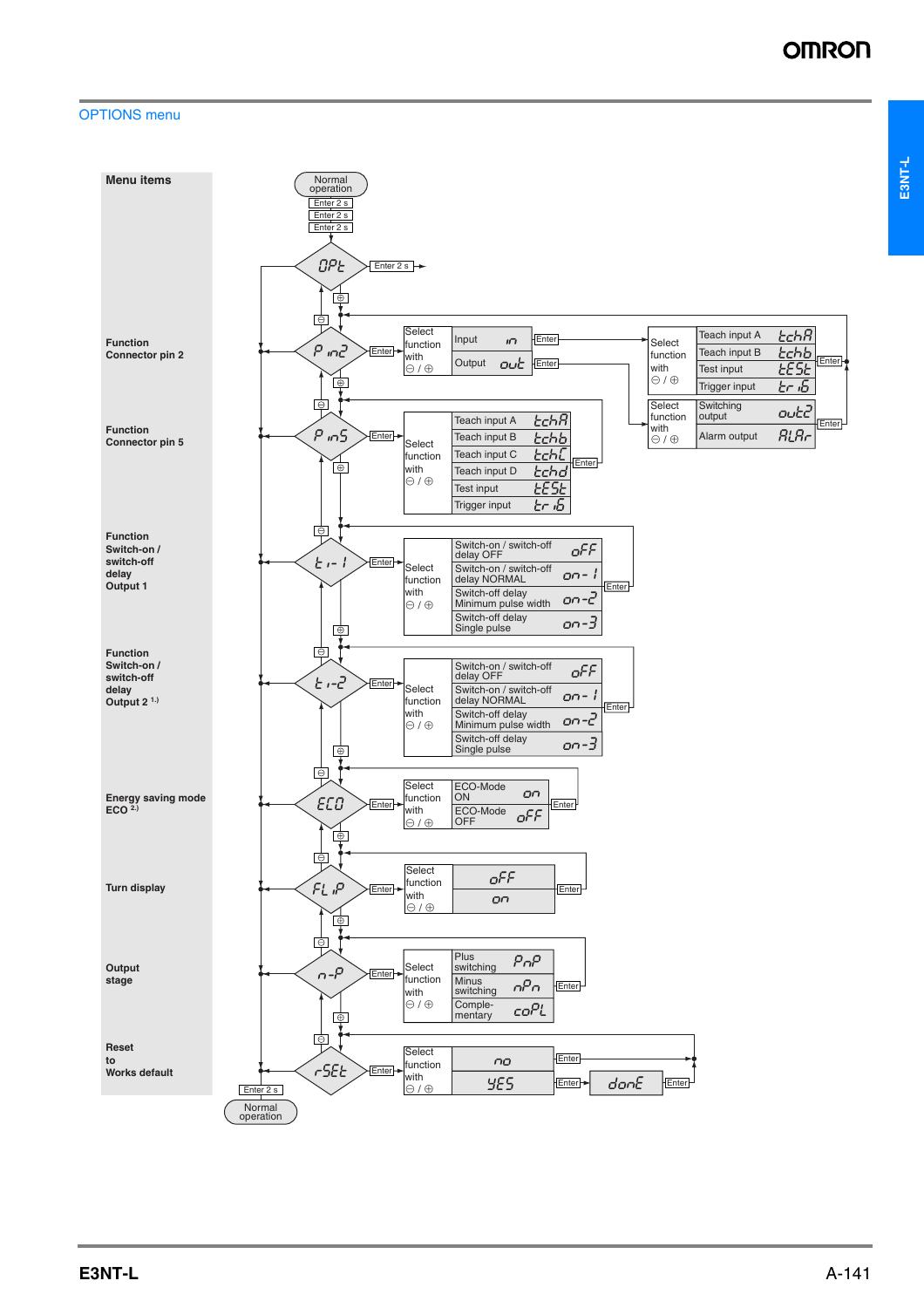## OPTIONS menu

Normal operation → Enter 2 s → Enter 2 s → Enter 2 s → **OPt** → Enter 2 s →

| Menu items | Display | Select function with ⊖ / ⊕ | |
|---|---|---|---|
| Function Connector pin 2 | P in2 | Input (in) → Select function with ⊖ / ⊕: Teach input A (tchA), Teach input B (tchb), Test input (tESt), Trigger input (tr iG) | Output (out) → Select function with ⊖ / ⊕: Switching output (out2), Alarm output (ALAr) |
| Function Connector pin 5 | P in5 | Teach input A (tchA), Teach input B (tchb), Teach input C (tchC), Teach input D (tchd), Test input (tESt), Trigger input (tr iG) | |
| Function Switch-on / switch-off delay Output 1 | t i- 1 | Switch-on / switch-off delay OFF (oFF), Switch-on / switch-off delay NORMAL (on- 1), Switch-off delay Minimum pulse width (on-2), Switch-off delay Single pulse (on-3) | |
| Function Switch-on / switch-off delay Output 2 [1)] | t i-2 | Switch-on / switch-off delay OFF (oFF), Switch-on / switch-off delay NORMAL (on- 1), Switch-off delay Minimum pulse width (on-2), Switch-off delay Single pulse (on-3) | |
| Energy saving mode ECO [2)] | ECO | ECO-Mode ON (on), ECO-Mode OFF (oFF) | |
| Turn display | FL iP | oFF, on | |
| Output stage | n-P | Plus switching (PnP), Minus switching (nPn), Comple-mentary (coPL) | |
| Reset to Works default | rSEt | no, YES → Enter → donE → Enter | |

Each selection is confirmed with Enter. Navigation between menu items with ⊖ / ⊕. Enter 2 s → Normal operation.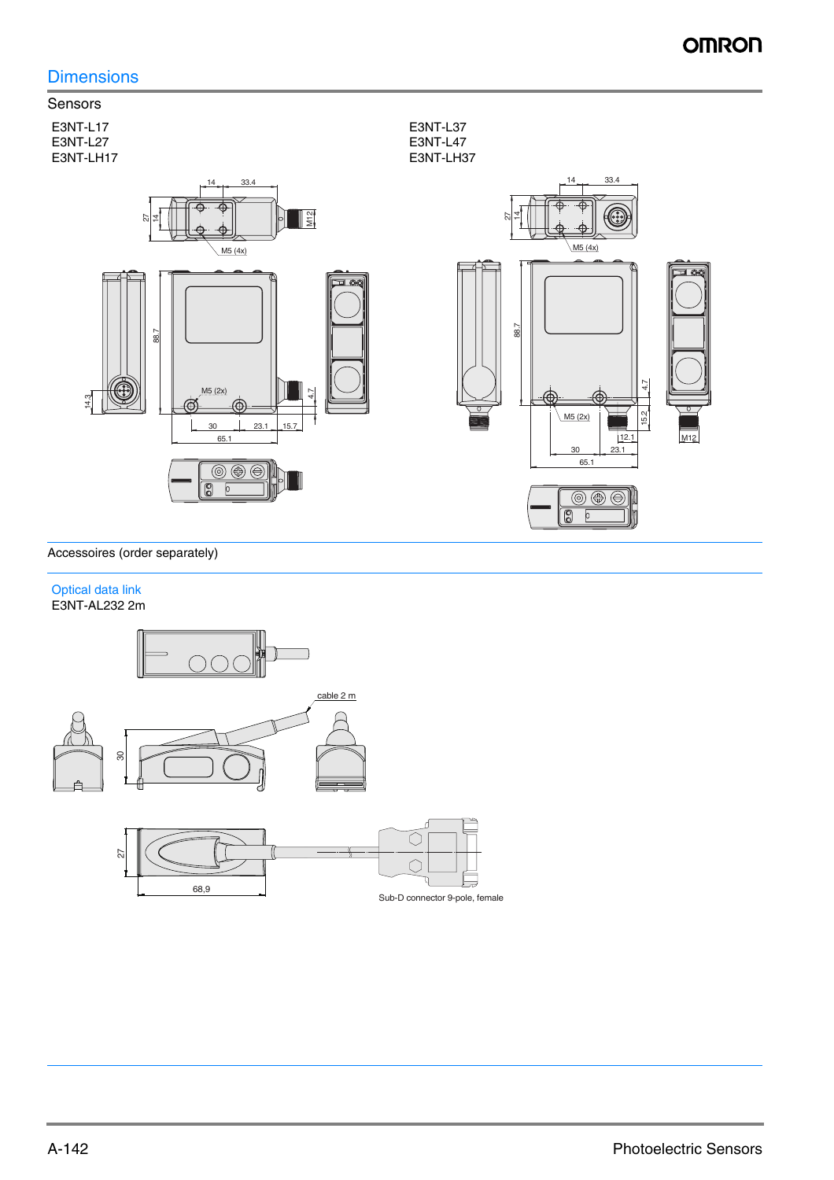## Dimensions

### Sensors

E3NT-L17
E3NT-L27
E3NT-LH17

14 33.4
27 14
M12
M5 (4x)
88.7
14.3
M5 (2x)
4.7
30 23.1 15.7
65.1

E3NT-L37
E3NT-L47
E3NT-LH37

14 33.4
27 14
M5 (4x)
88.7
4.7
15.2
M5 (2x)
12.1
M12
30 23.1
65.1

### Accessoires (order separately)

#### Optical data link

E3NT-AL232 2m

cable 2 m
30
27
68,9
Sub-D connector 9-pole, female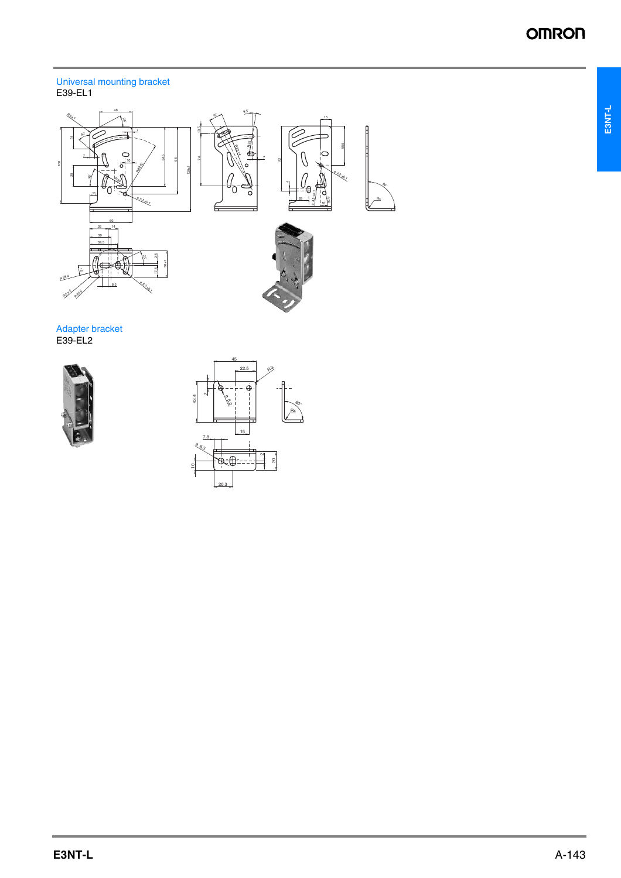## Universal mounting bracket

E39-EL1

## Adapter bracket

E39-EL2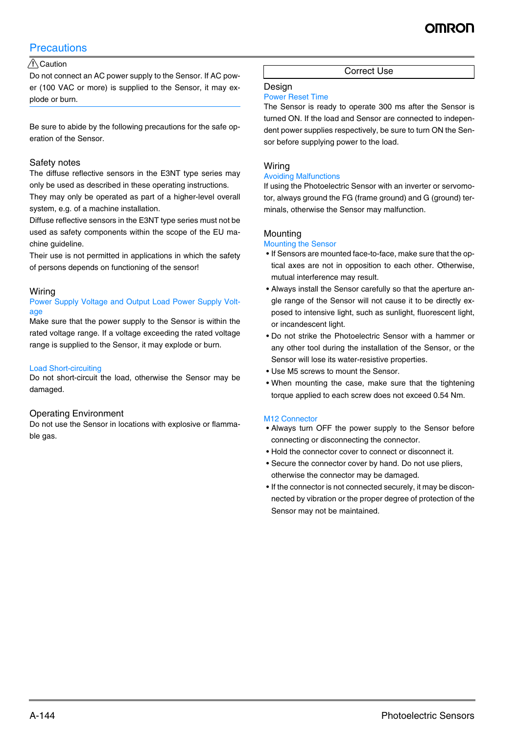# Precautions

⚠ Caution

Do not connect an AC power supply to the Sensor. If AC power (100 VAC or more) is supplied to the Sensor, it may explode or burn.

Be sure to abide by the following precautions for the safe operation of the Sensor.

## Safety notes

The diffuse reflective sensors in the E3NT type series may only be used as described in these operating instructions.

They may only be operated as part of a higher-level overall system, e.g. of a machine installation.

Diffuse reflective sensors in the E3NT type series must not be used as safety components within the scope of the EU machine guideline.

Their use is not permitted in applications in which the safety of persons depends on functioning of the sensor!

## Wiring

### Power Supply Voltage and Output Load Power Supply Voltage

Make sure that the power supply to the Sensor is within the rated voltage range. If a voltage exceeding the rated voltage range is supplied to the Sensor, it may explode or burn.

### Load Short-circuiting

Do not short-circuit the load, otherwise the Sensor may be damaged.

## Operating Environment

Do not use the Sensor in locations with explosive or flammable gas.

# Correct Use

## Design

### Power Reset Time

The Sensor is ready to operate 300 ms after the Sensor is turned ON. If the load and Sensor are connected to independent power supplies respectively, be sure to turn ON the Sensor before supplying power to the load.

## Wiring

### Avoiding Malfunctions

If using the Photoelectric Sensor with an inverter or servomotor, always ground the FG (frame ground) and G (ground) terminals, otherwise the Sensor may malfunction.

## Mounting

### Mounting the Sensor

- If Sensors are mounted face-to-face, make sure that the optical axes are not in opposition to each other. Otherwise, mutual interference may result.
- Always install the Sensor carefully so that the aperture angle range of the Sensor will not cause it to be directly exposed to intensive light, such as sunlight, fluorescent light, or incandescent light.
- Do not strike the Photoelectric Sensor with a hammer or any other tool during the installation of the Sensor, or the Sensor will lose its water-resistive properties.
- Use M5 screws to mount the Sensor.
- When mounting the case, make sure that the tightening torque applied to each screw does not exceed 0.54 Nm.

### M12 Connector

- Always turn OFF the power supply to the Sensor before connecting or disconnecting the connector.
- Hold the connector cover to connect or disconnect it.
- Secure the connector cover by hand. Do not use pliers, otherwise the connector may be damaged.
- If the connector is not connected securely, it may be disconnected by vibration or the proper degree of protection of the Sensor may not be maintained.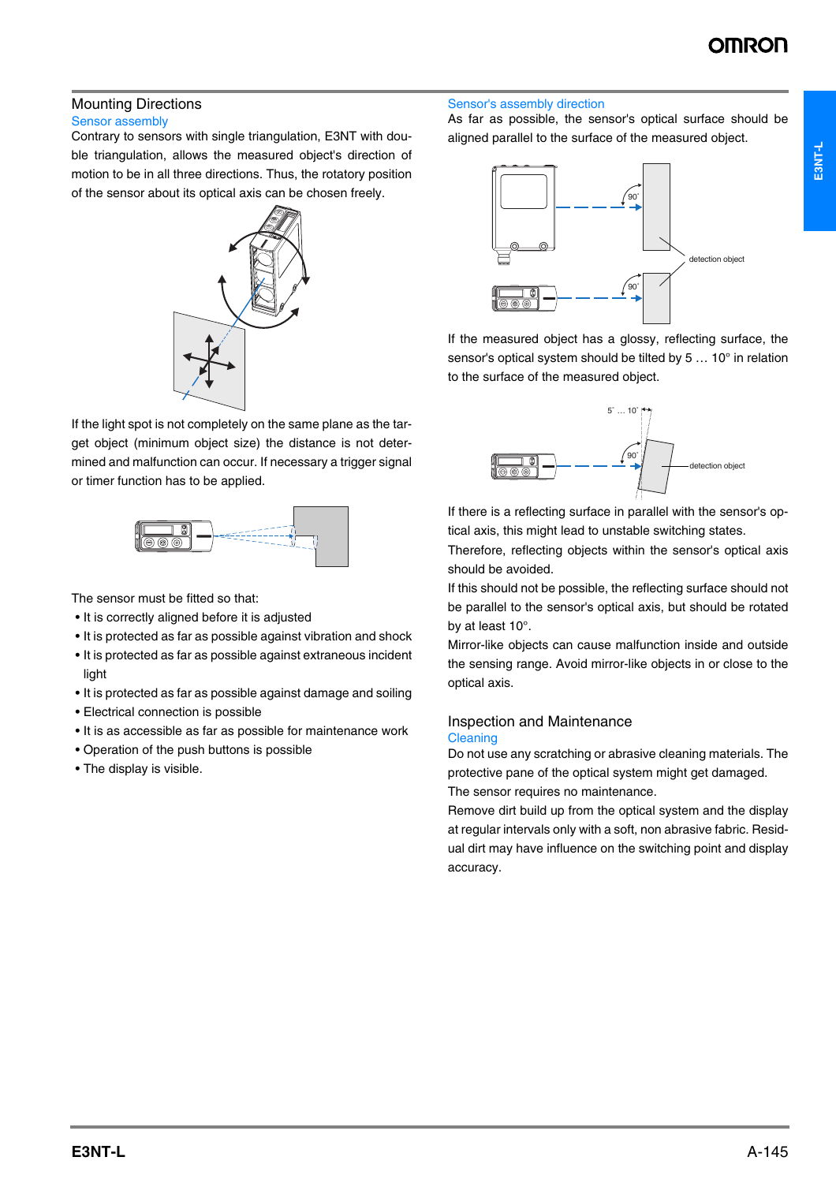## Mounting Directions

### Sensor assembly

Contrary to sensors with single triangulation, E3NT with double triangulation, allows the measured object's direction of motion to be in all three directions. Thus, the rotatory position of the sensor about its optical axis can be chosen freely.

If the light spot is not completely on the same plane as the target object (minimum object size) the distance is not determined and malfunction can occur. If necessary a trigger signal or timer function has to be applied.

The sensor must be fitted so that:

- It is correctly aligned before it is adjusted
- It is protected as far as possible against vibration and shock
- It is protected as far as possible against extraneous incident light
- It is protected as far as possible against damage and soiling
- Electrical connection is possible
- It is as accessible as far as possible for maintenance work
- Operation of the push buttons is possible
- The display is visible.

### Sensor's assembly direction

As far as possible, the sensor's optical surface should be aligned parallel to the surface of the measured object.

90°

90°

detection object

If the measured object has a glossy, reflecting surface, the sensor's optical system should be tilted by 5 … 10° in relation to the surface of the measured object.

5° … 10°

90°

detection object

If there is a reflecting surface in parallel with the sensor's optical axis, this might lead to unstable switching states.

Therefore, reflecting objects within the sensor's optical axis should be avoided.

If this should not be possible, the reflecting surface should not be parallel to the sensor's optical axis, but should be rotated by at least 10°.

Mirror-like objects can cause malfunction inside and outside the sensing range. Avoid mirror-like objects in or close to the optical axis.

## Inspection and Maintenance

### Cleaning

Do not use any scratching or abrasive cleaning materials. The protective pane of the optical system might get damaged.

The sensor requires no maintenance.

Remove dirt build up from the optical system and the display at regular intervals only with a soft, non abrasive fabric. Residual dirt may have influence on the switching point and display accuracy.